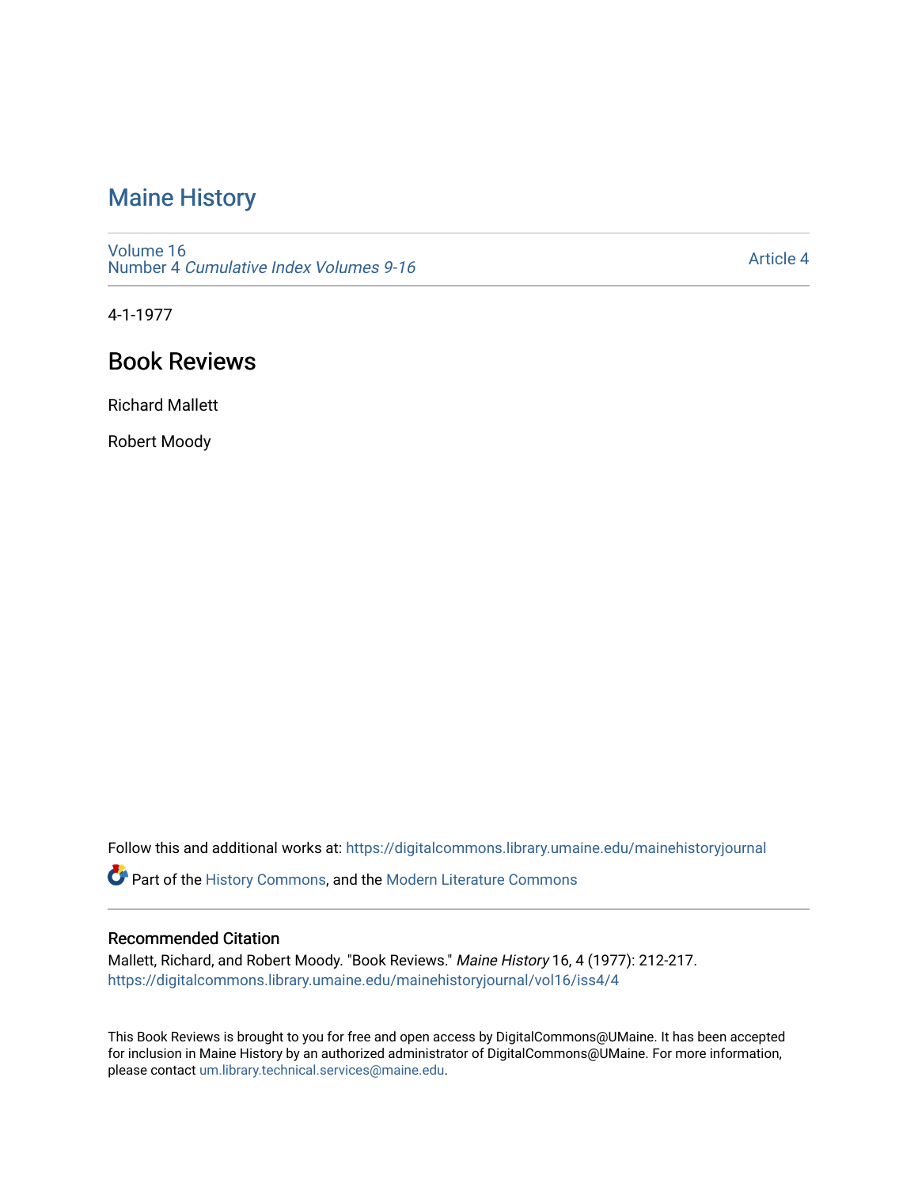# Maine History

Volume 16
Number 4 *Cumulative Index Volumes 9-16*

Article 4

4-1-1977

## Book Reviews

Richard Mallett

Robert Moody

Follow this and additional works at: https://digitalcommons.library.umaine.edu/mainehistoryjournal

Part of the History Commons, and the Modern Literature Commons

### Recommended Citation

Mallett, Richard, and Robert Moody. "Book Reviews." *Maine History* 16, 4 (1977): 212-217.
https://digitalcommons.library.umaine.edu/mainehistoryjournal/vol16/iss4/4

This Book Reviews is brought to you for free and open access by DigitalCommons@UMaine. It has been accepted for inclusion in Maine History by an authorized administrator of DigitalCommons@UMaine. For more information, please contact um.library.technical.services@maine.edu.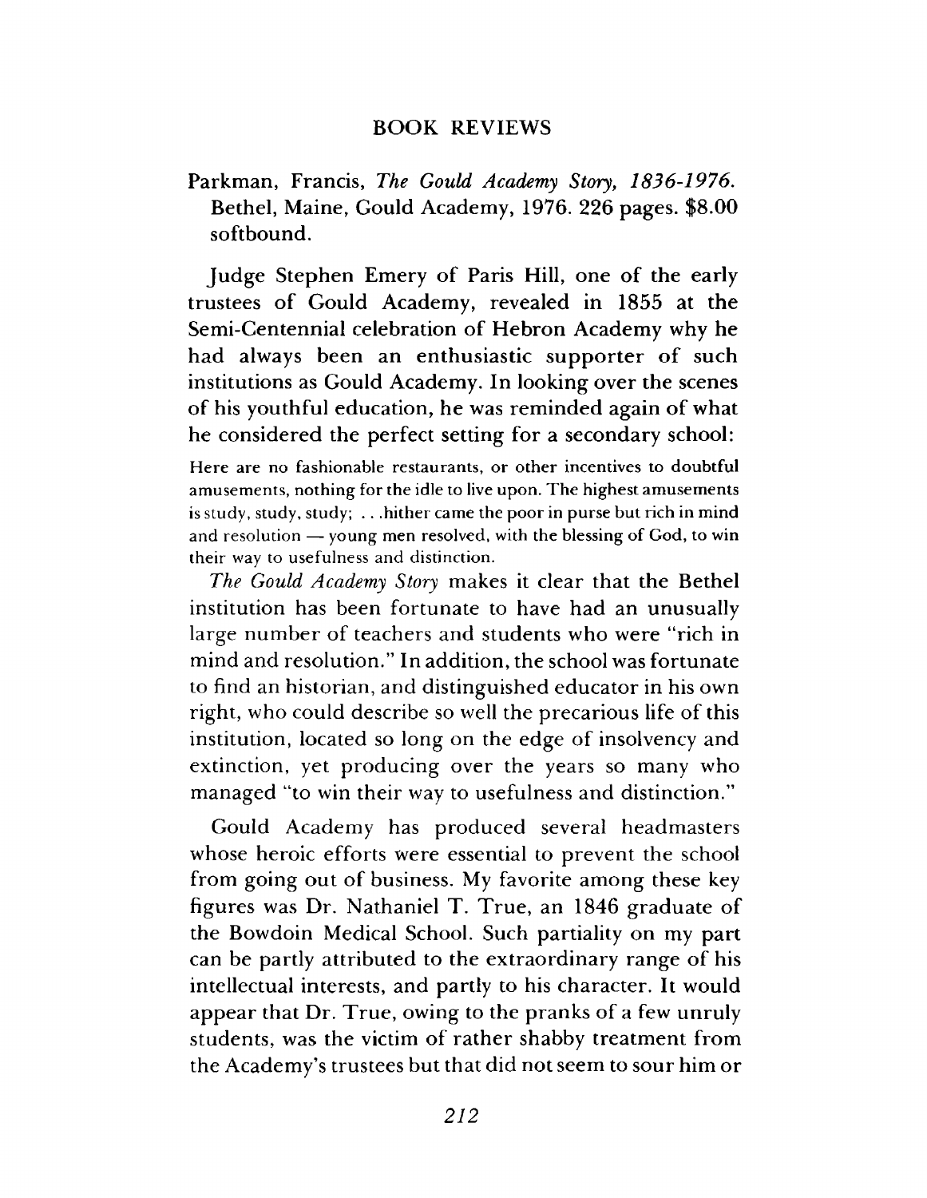## BOOK REVIEWS

Parkman, Francis, *The Gould Academy Story, 1836-1976.* Bethel, Maine, Gould Academy, 1976. 226 pages. $8.00 softbound.

Judge Stephen Emery of Paris Hill, one of the early trustees of Gould Academy, revealed in 1855 at the Semi-Centennial celebration of Hebron Academy why he had always been an enthusiastic supporter of such institutions as Gould Academy. In looking over the scenes of his youthful education, he was reminded again of what he considered the perfect setting for a secondary school:

> Here are no fashionable restaurants, or other incentives to doubtful amusements, nothing for the idle to live upon. The highest amusements is study, study, study; . . .hither came the poor in purse but rich in mind and resolution — young men resolved, with the blessing of God, to win their way to usefulness and distinction.

*The Gould Academy Story* makes it clear that the Bethel institution has been fortunate to have had an unusually large number of teachers and students who were "rich in mind and resolution." In addition, the school was fortunate to find an historian, and distinguished educator in his own right, who could describe so well the precarious life of this institution, located so long on the edge of insolvency and extinction, yet producing over the years so many who managed "to win their way to usefulness and distinction."

Gould Academy has produced several headmasters whose heroic efforts were essential to prevent the school from going out of business. My favorite among these key figures was Dr. Nathaniel T. True, an 1846 graduate of the Bowdoin Medical School. Such partiality on my part can be partly attributed to the extraordinary range of his intellectual interests, and partly to his character. It would appear that Dr. True, owing to the pranks of a few unruly students, was the victim of rather shabby treatment from the Academy's trustees but that did not seem to sour him or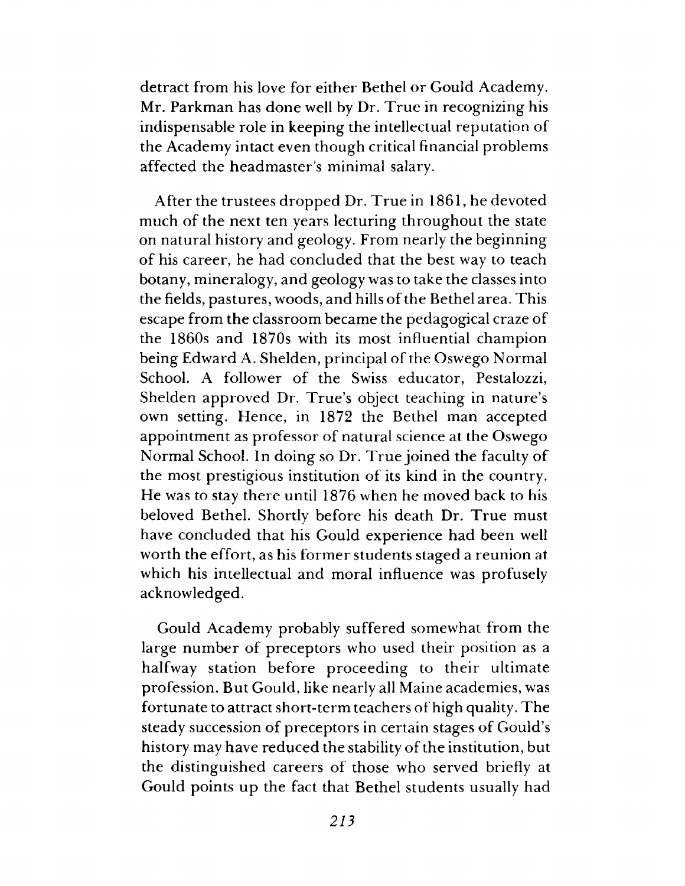detract from his love for either Bethel or Gould Academy. Mr. Parkman has done well by Dr. True in recognizing his indispensable role in keeping the intellectual reputation of the Academy intact even though critical financial problems affected the headmaster's minimal salary.

After the trustees dropped Dr. True in 1861, he devoted much of the next ten years lecturing throughout the state on natural history and geology. From nearly the beginning of his career, he had concluded that the best way to teach botany, mineralogy, and geology was to take the classes into the fields, pastures, woods, and hills of the Bethel area. This escape from the classroom became the pedagogical craze of the 1860s and 1870s with its most influential champion being Edward A. Shelden, principal of the Oswego Normal School. A follower of the Swiss educator, Pestalozzi, Shelden approved Dr. True's object teaching in nature's own setting. Hence, in 1872 the Bethel man accepted appointment as professor of natural science at the Oswego Normal School. In doing so Dr. True joined the faculty of the most prestigious institution of its kind in the country. He was to stay there until 1876 when he moved back to his beloved Bethel. Shortly before his death Dr. True must have concluded that his Gould experience had been well worth the effort, as his former students staged a reunion at which his intellectual and moral influence was profusely acknowledged.

Gould Academy probably suffered somewhat from the large number of preceptors who used their position as a halfway station before proceeding to their ultimate profession. But Gould, like nearly all Maine academies, was fortunate to attract short-term teachers of high quality. The steady succession of preceptors in certain stages of Gould's history may have reduced the stability of the institution, but the distinguished careers of those who served briefly at Gould points up the fact that Bethel students usually had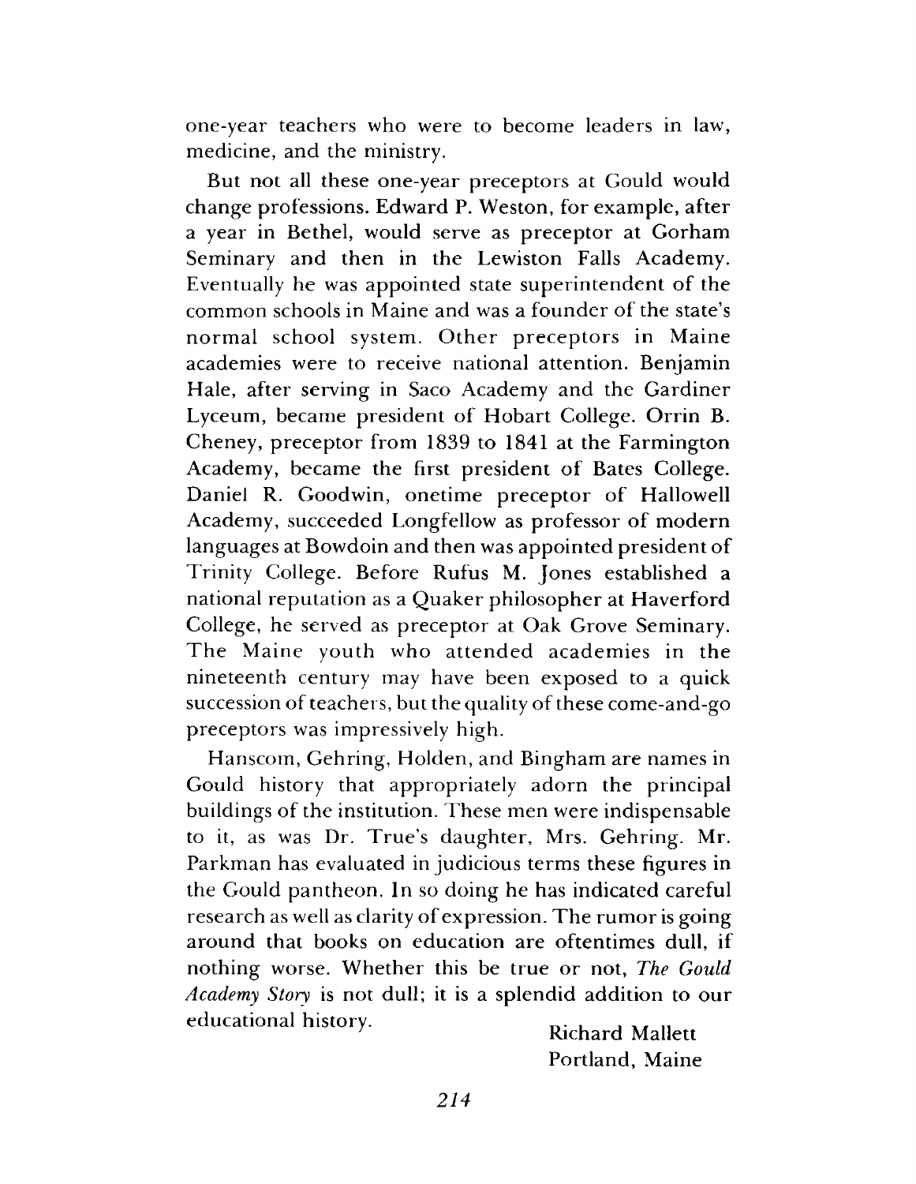one-year teachers who were to become leaders in law, medicine, and the ministry.

But not all these one-year preceptors at Gould would change professions. Edward P. Weston, for example, after a year in Bethel, would serve as preceptor at Gorham Seminary and then in the Lewiston Falls Academy. Eventually he was appointed state superintendent of the common schools in Maine and was a founder of the state's normal school system. Other preceptors in Maine academies were to receive national attention. Benjamin Hale, after serving in Saco Academy and the Gardiner Lyceum, became president of Hobart College. Orrin B. Cheney, preceptor from 1839 to 1841 at the Farmington Academy, became the first president of Bates College. Daniel R. Goodwin, onetime preceptor of Hallowell Academy, succeeded Longfellow as professor of modern languages at Bowdoin and then was appointed president of Trinity College. Before Rufus M. Jones established a national reputation as a Quaker philosopher at Haverford College, he served as preceptor at Oak Grove Seminary. The Maine youth who attended academies in the nineteenth century may have been exposed to a quick succession of teachers, but the quality of these come-and-go preceptors was impressively high.

Hanscom, Gehring, Holden, and Bingham are names in Gould history that appropriately adorn the principal buildings of the institution. These men were indispensable to it, as was Dr. True's daughter, Mrs. Gehring. Mr. Parkman has evaluated in judicious terms these figures in the Gould pantheon. In so doing he has indicated careful research as well as clarity of expression. The rumor is going around that books on education are oftentimes dull, if nothing worse. Whether this be true or not, *The Gould Academy Story* is not dull; it is a splendid addition to our educational history.

Richard Mallett
Portland, Maine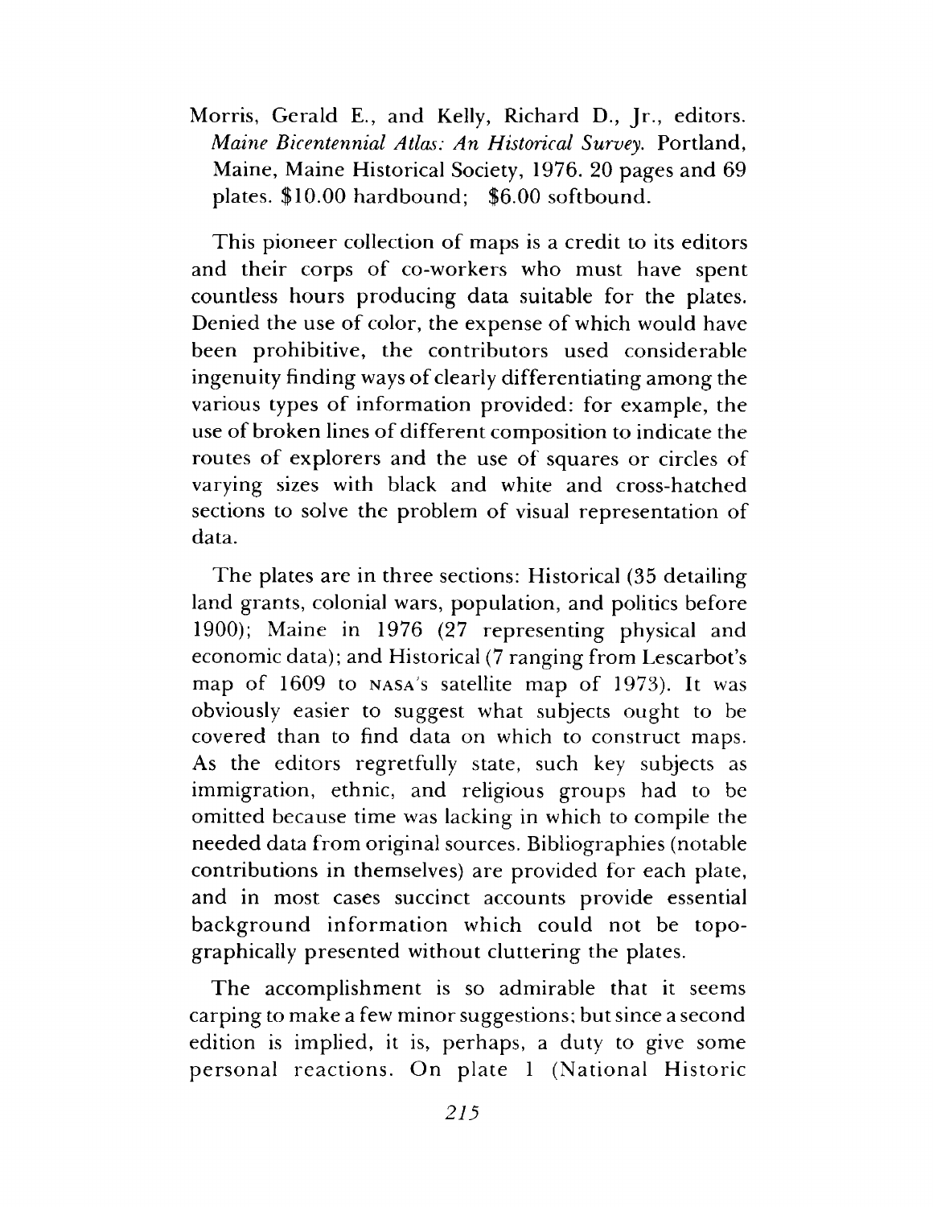Morris, Gerald E., and Kelly, Richard D., Jr., editors. *Maine Bicentennial Atlas: An Historical Survey.* Portland, Maine, Maine Historical Society, 1976. 20 pages and 69 plates. $10.00 hardbound; $6.00 softbound.

This pioneer collection of maps is a credit to its editors and their corps of co-workers who must have spent countless hours producing data suitable for the plates. Denied the use of color, the expense of which would have been prohibitive, the contributors used considerable ingenuity finding ways of clearly differentiating among the various types of information provided: for example, the use of broken lines of different composition to indicate the routes of explorers and the use of squares or circles of varying sizes with black and white and cross-hatched sections to solve the problem of visual representation of data.

The plates are in three sections: Historical (35 detailing land grants, colonial wars, population, and politics before 1900); Maine in 1976 (27 representing physical and economic data); and Historical (7 ranging from Lescarbot's map of 1609 to NASA's satellite map of 1973). It was obviously easier to suggest what subjects ought to be covered than to find data on which to construct maps. As the editors regretfully state, such key subjects as immigration, ethnic, and religious groups had to be omitted because time was lacking in which to compile the needed data from original sources. Bibliographies (notable contributions in themselves) are provided for each plate, and in most cases succinct accounts provide essential background information which could not be topographically presented without cluttering the plates.

The accomplishment is so admirable that it seems carping to make a few minor suggestions; but since a second edition is implied, it is, perhaps, a duty to give some personal reactions. On plate 1 (National Historic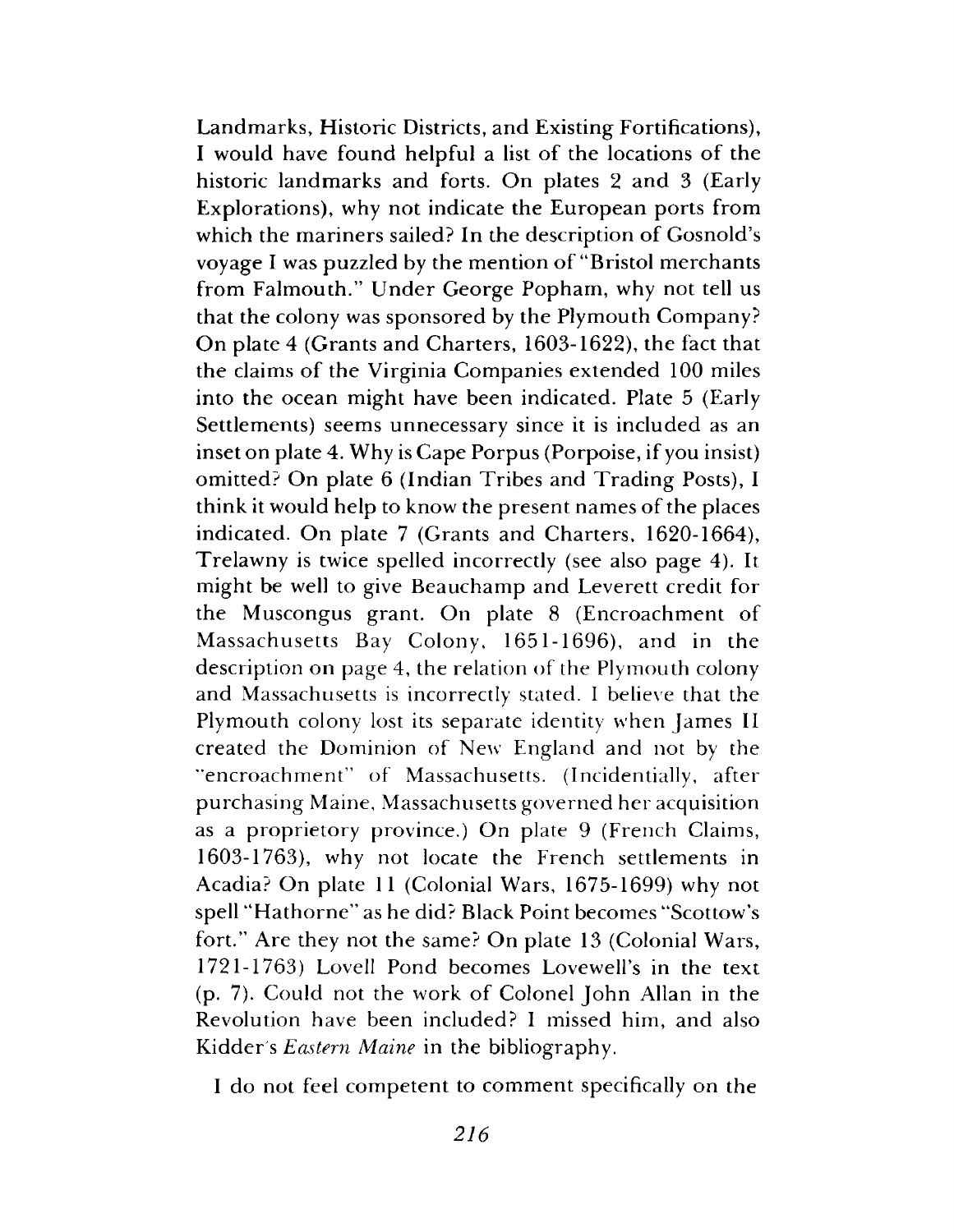Landmarks, Historic Districts, and Existing Fortifications), I would have found helpful a list of the locations of the historic landmarks and forts. On plates 2 and 3 (Early Explorations), why not indicate the European ports from which the mariners sailed? In the description of Gosnold's voyage I was puzzled by the mention of "Bristol merchants from Falmouth." Under George Popham, why not tell us that the colony was sponsored by the Plymouth Company? On plate 4 (Grants and Charters, 1603-1622), the fact that the claims of the Virginia Companies extended 100 miles into the ocean might have been indicated. Plate 5 (Early Settlements) seems unnecessary since it is included as an inset on plate 4. Why is Cape Porpus (Porpoise, if you insist) omitted? On plate 6 (Indian Tribes and Trading Posts), I think it would help to know the present names of the places indicated. On plate 7 (Grants and Charters, 1620-1664), Trelawny is twice spelled incorrectly (see also page 4). It might be well to give Beauchamp and Leverett credit for the Muscongus grant. On plate 8 (Encroachment of Massachusetts Bay Colony, 1651-1696), and in the description on page 4, the relation of the Plymouth colony and Massachusetts is incorrectly stated. I believe that the Plymouth colony lost its separate identity when James II created the Dominion of New England and not by the "encroachment" of Massachusetts. (Incidentially, after purchasing Maine, Massachusetts governed her acquisition as a proprietory province.) On plate 9 (French Claims, 1603-1763), why not locate the French settlements in Acadia? On plate 11 (Colonial Wars, 1675-1699) why not spell "Hathorne" as he did? Black Point becomes "Scottow's fort." Are they not the same? On plate 13 (Colonial Wars, 1721-1763) Lovell Pond becomes Lovewell's in the text (p. 7). Could not the work of Colonel John Allan in the Revolution have been included? I missed him, and also Kidder's *Eastern Maine* in the bibliography.

I do not feel competent to comment specifically on the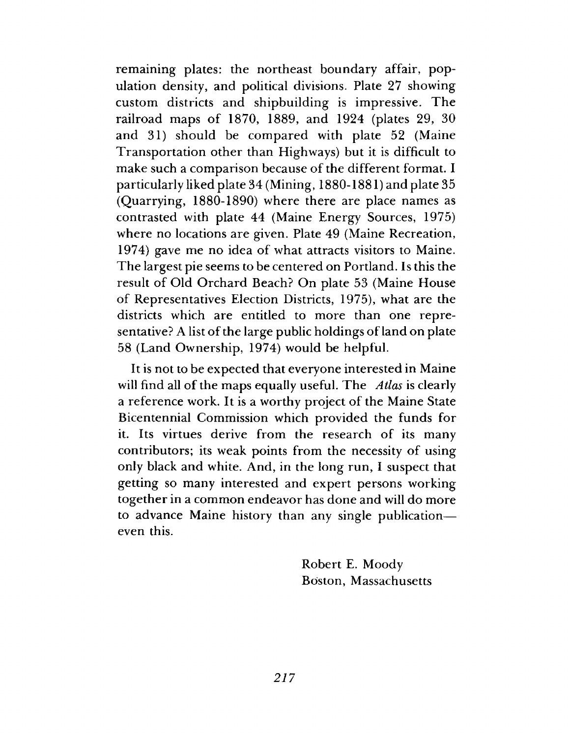remaining plates: the northeast boundary affair, population density, and political divisions. Plate 27 showing custom districts and shipbuilding is impressive. The railroad maps of 1870, 1889, and 1924 (plates 29, 30 and 31) should be compared with plate 52 (Maine Transportation other than Highways) but it is difficult to make such a comparison because of the different format. I particularly liked plate 34 (Mining, 1880-1881) and plate 35 (Quarrying, 1880-1890) where there are place names as contrasted with plate 44 (Maine Energy Sources, 1975) where no locations are given. Plate 49 (Maine Recreation, 1974) gave me no idea of what attracts visitors to Maine. The largest pie seems to be centered on Portland. Is this the result of Old Orchard Beach? On plate 53 (Maine House of Representatives Election Districts, 1975), what are the districts which are entitled to more than one representative? A list of the large public holdings of land on plate 58 (Land Ownership, 1974) would be helpful.

It is not to be expected that everyone interested in Maine will find all of the maps equally useful. The *Atlas* is clearly a reference work. It is a worthy project of the Maine State Bicentennial Commission which provided the funds for it. Its virtues derive from the research of its many contributors; its weak points from the necessity of using only black and white. And, in the long run, I suspect that getting so many interested and expert persons working together in a common endeavor has done and will do more to advance Maine history than any single publication—even this.

Robert E. Moody
Boston, Massachusetts